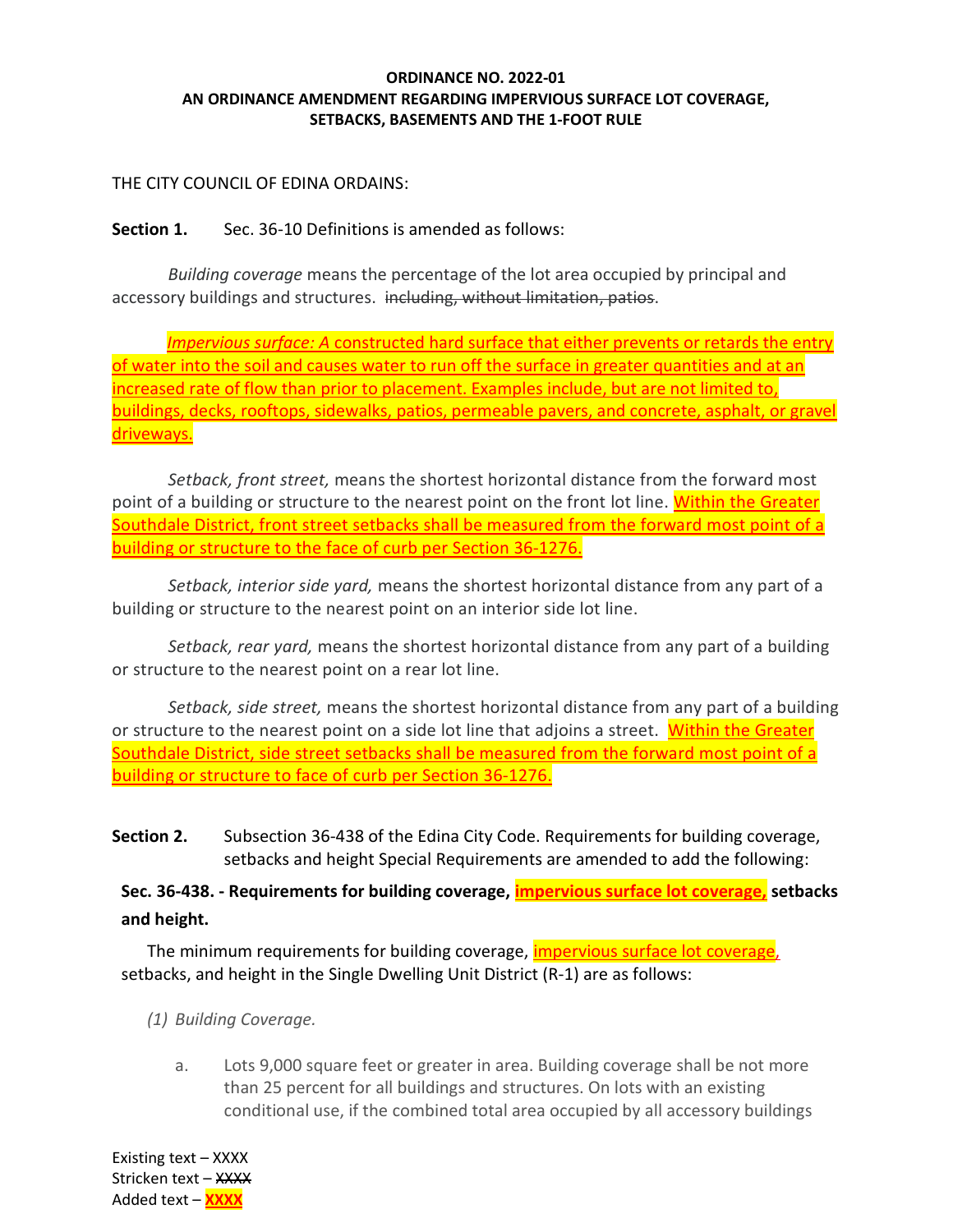**ORDINANCE NO. 2022-01**
**AN ORDINANCE AMENDMENT REGARDING IMPERVIOUS SURFACE LOT COVERAGE, SETBACKS, BASEMENTS AND THE 1-FOOT RULE**

THE CITY COUNCIL OF EDINA ORDAINS:

**Section 1.** Sec. 36-10 Definitions is amended as follows:

*Building coverage* means the percentage of the lot area occupied by principal and accessory buildings and structures. ~~including, without limitation, patios~~.

<u>*Impervious surface: A* constructed hard surface that either prevents or retards the entry of water into the soil and causes water to run off the surface in greater quantities and at an increased rate of flow than prior to placement. Examples include, but are not limited to, buildings, decks, rooftops, sidewalks, patios, permeable pavers, and concrete, asphalt, or gravel driveways.</u>

*Setback, front street,* means the shortest horizontal distance from the forward most point of a building or structure to the nearest point on the front lot line. <u>Within the Greater Southdale District, front street setbacks shall be measured from the forward most point of a building or structure to the face of curb per Section 36-1276.</u>

*Setback, interior side yard,* means the shortest horizontal distance from any part of a building or structure to the nearest point on an interior side lot line.

*Setback, rear yard,* means the shortest horizontal distance from any part of a building or structure to the nearest point on a rear lot line.

*Setback, side street,* means the shortest horizontal distance from any part of a building or structure to the nearest point on a side lot line that adjoins a street. <u>Within the Greater Southdale District, side street setbacks shall be measured from the forward most point of a building or structure to face of curb per Section 36-1276.</u>

**Section 2.** Subsection 36-438 of the Edina City Code. Requirements for building coverage, setbacks and height Special Requirements are amended to add the following:

**Sec. 36-438. - Requirements for building coverage, <u>impervious surface lot coverage,</u> setbacks and height.**

The minimum requirements for building coverage, <u>impervious surface lot coverage,</u> setbacks, and height in the Single Dwelling Unit District (R-1) are as follows:

*(1) Building Coverage.*

a. Lots 9,000 square feet or greater in area. Building coverage shall be not more than 25 percent for all buildings and structures. On lots with an existing conditional use, if the combined total area occupied by all accessory buildings

Existing text – XXXX
Stricken text – ~~XXXX~~
Added text – <u>**XXXX**</u>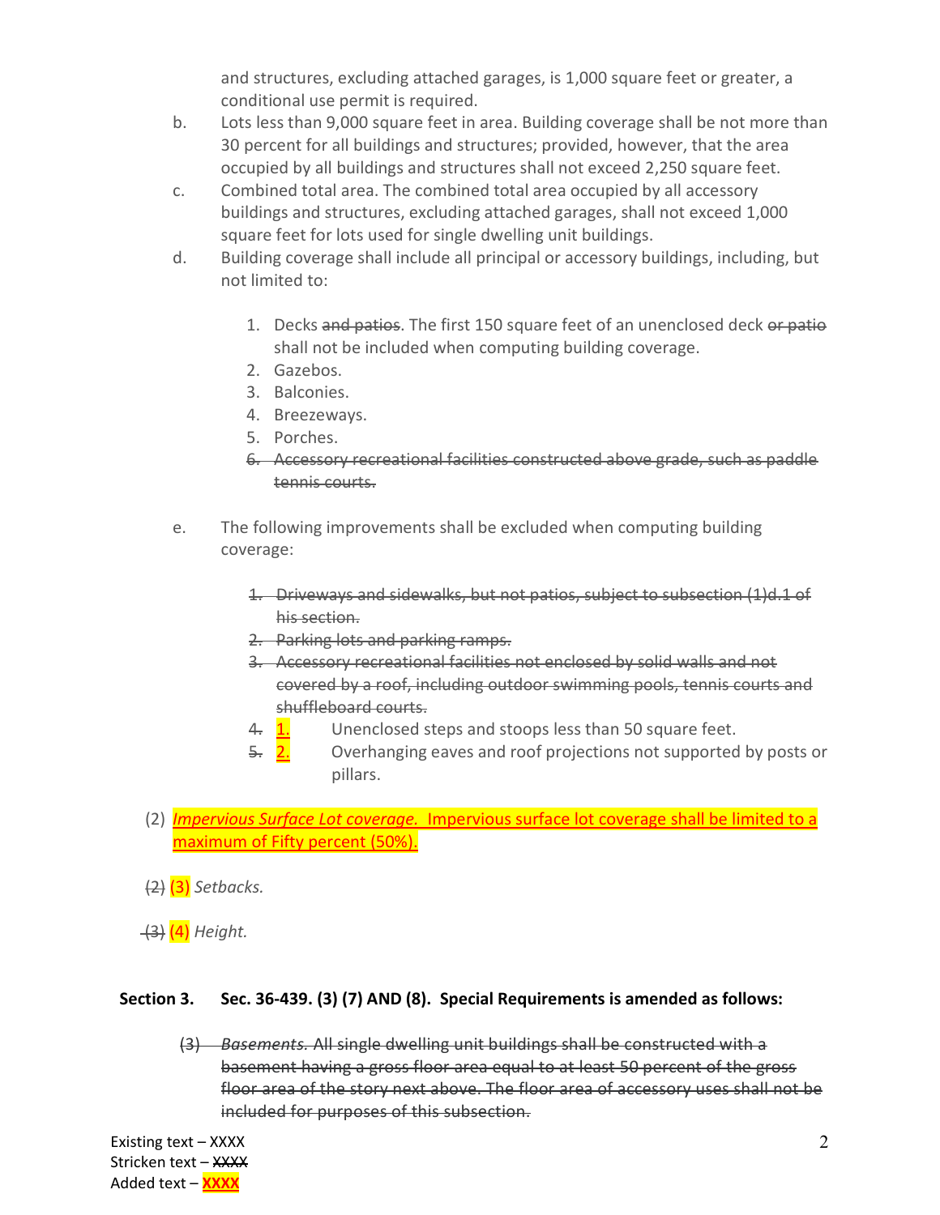and structures, excluding attached garages, is 1,000 square feet or greater, a conditional use permit is required.

b. Lots less than 9,000 square feet in area. Building coverage shall be not more than 30 percent for all buildings and structures; provided, however, that the area occupied by all buildings and structures shall not exceed 2,250 square feet.

c. Combined total area. The combined total area occupied by all accessory buildings and structures, excluding attached garages, shall not exceed 1,000 square feet for lots used for single dwelling unit buildings.

d. Building coverage shall include all principal or accessory buildings, including, but not limited to:

1. Decks ~~and patios~~. The first 150 square feet of an unenclosed deck ~~or patio~~ shall not be included when computing building coverage.
2. Gazebos.
3. Balconies.
4. Breezeways.
5. Porches.
6. ~~Accessory recreational facilities constructed above grade, such as paddle tennis courts.~~

e. The following improvements shall be excluded when computing building coverage:

~~1. Driveways and sidewalks, but not patios, subject to subsection (1)d.1 of his section.~~
~~2. Parking lots and parking ramps.~~
~~3. Accessory recreational facilities not enclosed by solid walls and not covered by a roof, including outdoor swimming pools, tennis courts and shuffleboard courts.~~
~~4.~~ <u>1.</u> Unenclosed steps and stoops less than 50 square feet.
~~5.~~ <u>2.</u> Overhanging eaves and roof projections not supported by posts or pillars.

(2) <u>*Impervious Surface Lot coverage.* Impervious surface lot coverage shall be limited to a maximum of Fifty percent (50%).</u>

~~(2)~~ <u>(3)</u> *Setbacks.*

~~(3)~~ <u>(4)</u> *Height.*

**Section 3. Sec. 36-439. (3) (7) AND (8). Special Requirements is amended as follows:**

~~(3) *Basements.* All single dwelling unit buildings shall be constructed with a basement having a gross floor area equal to at least 50 percent of the gross floor area of the story next above. The floor area of accessory uses shall not be included for purposes of this subsection.~~

Existing text – XXXX
Stricken text – ~~XXXX~~
Added text – <u>XXXX</u>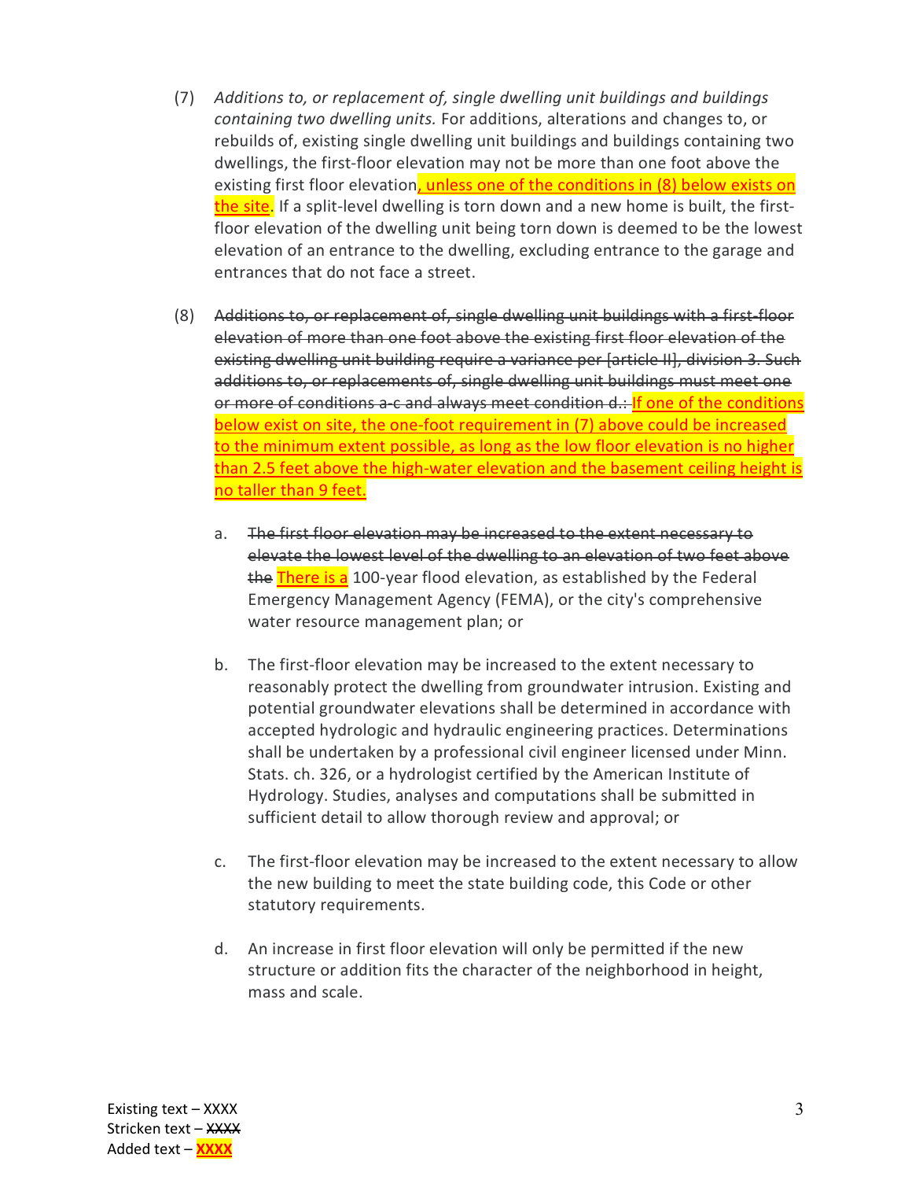(7) *Additions to, or replacement of, single dwelling unit buildings and buildings containing two dwelling units.* For additions, alterations and changes to, or rebuilds of, existing single dwelling unit buildings and buildings containing two dwellings, the first-floor elevation may not be more than one foot above the existing first floor elevation<u>, unless one of the conditions in (8) below exists on the site</u>. If a split-level dwelling is torn down and a new home is built, the first-floor elevation of the dwelling unit being torn down is deemed to be the lowest elevation of an entrance to the dwelling, excluding entrance to the garage and entrances that do not face a street.

(8) ~~Additions to, or replacement of, single dwelling unit buildings with a first-floor elevation of more than one foot above the existing first floor elevation of the existing dwelling unit building require a variance per [article II], division 3. Such additions to, or replacements of, single dwelling unit buildings must meet one or more of conditions a-c and always meet condition d.:~~ <u>If one of the conditions below exist on site, the one-foot requirement in (7) above could be increased to the minimum extent possible, as long as the low floor elevation is no higher than 2.5 feet above the high-water elevation and the basement ceiling height is no taller than 9 feet.</u>

a. ~~The first floor elevation may be increased to the extent necessary to elevate the lowest level of the dwelling to an elevation of two feet above the~~ <u>There is a</u> 100-year flood elevation, as established by the Federal Emergency Management Agency (FEMA), or the city's comprehensive water resource management plan; or

b. The first-floor elevation may be increased to the extent necessary to reasonably protect the dwelling from groundwater intrusion. Existing and potential groundwater elevations shall be determined in accordance with accepted hydrologic and hydraulic engineering practices. Determinations shall be undertaken by a professional civil engineer licensed under Minn. Stats. ch. 326, or a hydrologist certified by the American Institute of Hydrology. Studies, analyses and computations shall be submitted in sufficient detail to allow thorough review and approval; or

c. The first-floor elevation may be increased to the extent necessary to allow the new building to meet the state building code, this Code or other statutory requirements.

d. An increase in first floor elevation will only be permitted if the new structure or addition fits the character of the neighborhood in height, mass and scale.

Existing text – XXXX
Stricken text – ~~XXXX~~
Added text – <u>**XXXX**</u>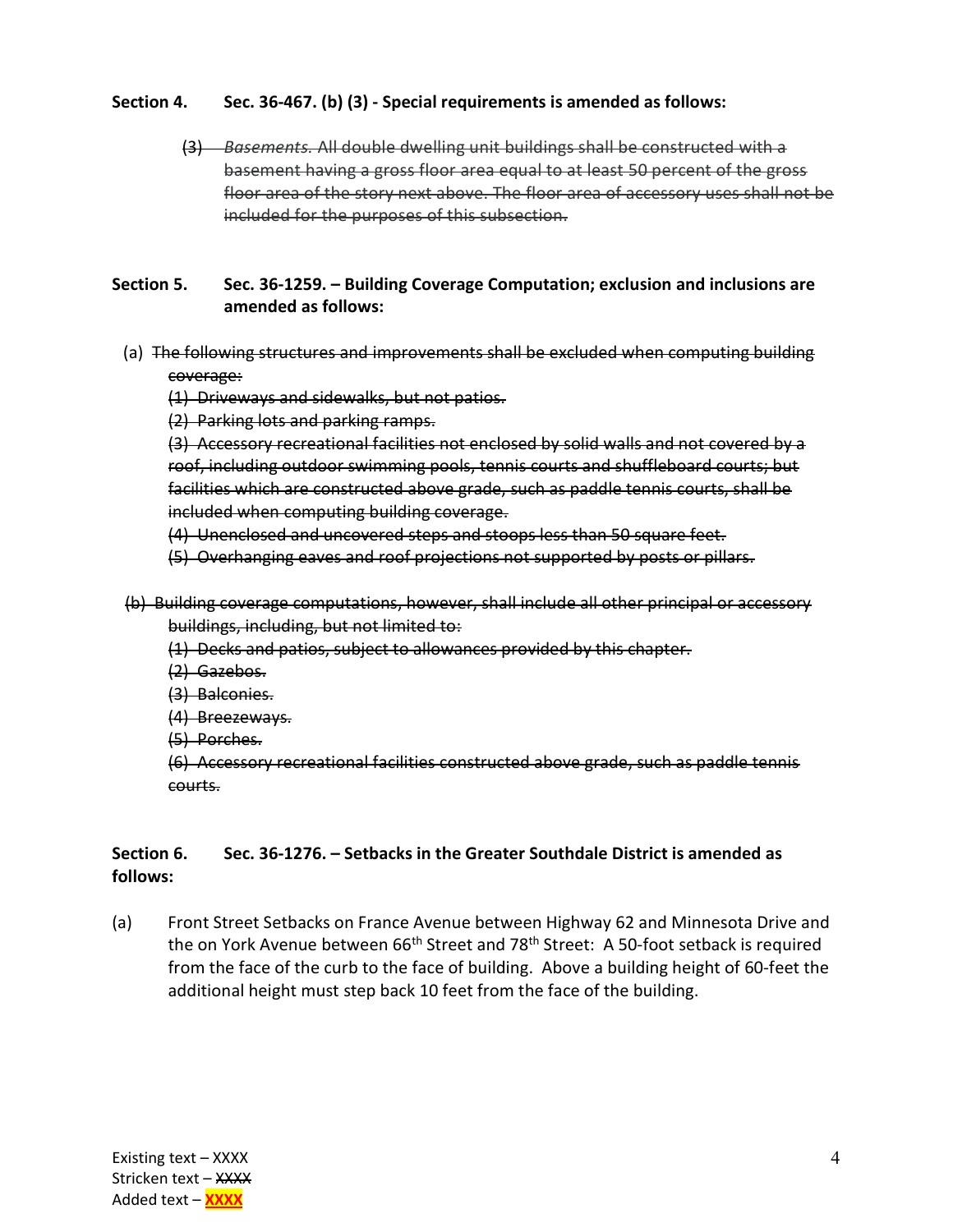**Section 4. Sec. 36-467. (b) (3) - Special requirements is amended as follows:**

~~(3) *Basements.* All double dwelling unit buildings shall be constructed with a basement having a gross floor area equal to at least 50 percent of the gross floor area of the story next above. The floor area of accessory uses shall not be included for the purposes of this subsection.~~

**Section 5. Sec. 36-1259. – Building Coverage Computation; exclusion and inclusions are amended as follows:**

(a) ~~The following structures and improvements shall be excluded when computing building coverage:~~

~~(1) Driveways and sidewalks, but not patios.~~

~~(2) Parking lots and parking ramps.~~

~~(3) Accessory recreational facilities not enclosed by solid walls and not covered by a roof, including outdoor swimming pools, tennis courts and shuffleboard courts; but facilities which are constructed above grade, such as paddle tennis courts, shall be included when computing building coverage.~~

~~(4) Unenclosed and uncovered steps and stoops less than 50 square feet.~~

~~(5) Overhanging eaves and roof projections not supported by posts or pillars.~~

~~(b) Building coverage computations, however, shall include all other principal or accessory buildings, including, but not limited to:~~

~~(1) Decks and patios, subject to allowances provided by this chapter.~~

~~(2) Gazebos.~~

~~(3) Balconies.~~

~~(4) Breezeways.~~

~~(5) Porches.~~

~~(6) Accessory recreational facilities constructed above grade, such as paddle tennis courts.~~

**Section 6. Sec. 36-1276. – Setbacks in the Greater Southdale District is amended as follows:**

(a) Front Street Setbacks on France Avenue between Highway 62 and Minnesota Drive and the on York Avenue between 66th Street and 78th Street: A 50-foot setback is required from the face of the curb to the face of building. Above a building height of 60-feet the additional height must step back 10 feet from the face of the building.

Existing text – XXXX
Stricken text – ~~XXXX~~
Added text – **XXXX**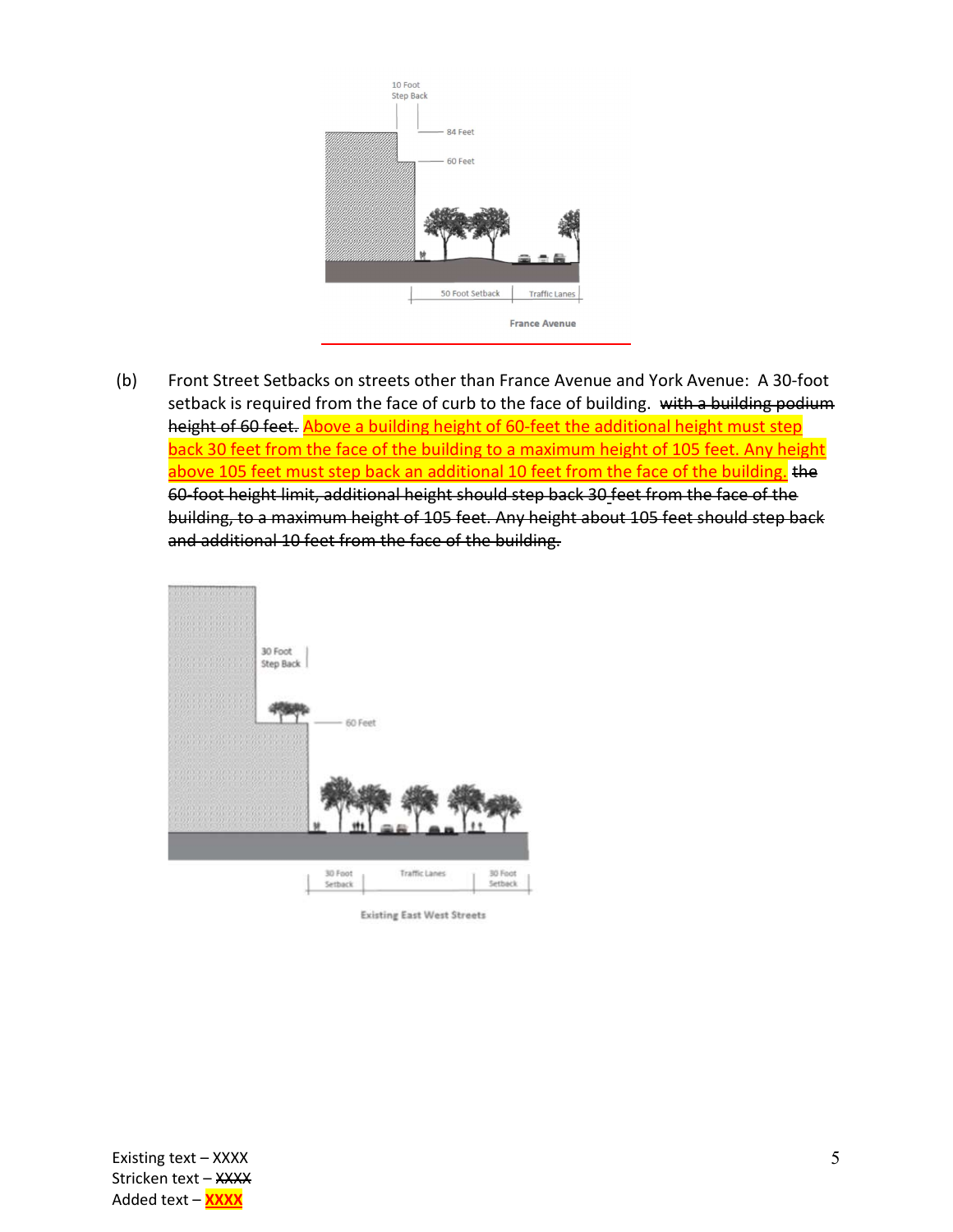France Avenue

(b) Front Street Setbacks on streets other than France Avenue and York Avenue: A 30-foot setback is required from the face of curb to the face of building. ~~with a building podium height of 60 feet.~~ <u>Above a building height of 60-feet the additional height must step back 30 feet from the face of the building to a maximum height of 105 feet. Any height above 105 feet must step back an additional 10 feet from the face of the building.</u> ~~the 60-foot height limit, additional height should step back 30 feet from the face of the building, to a maximum height of 105 feet. Any height about 105 feet should step back and additional 10 feet from the face of the building.~~

Existing East West Streets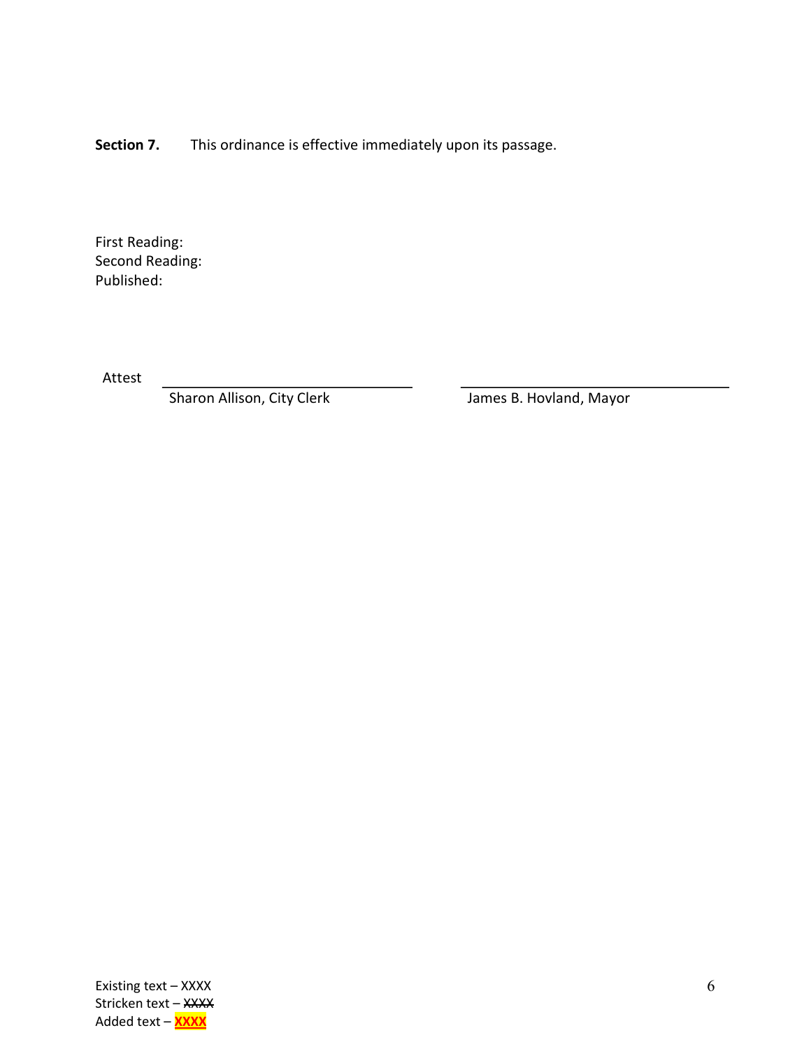**Section 7.** This ordinance is effective immediately upon its passage.

First Reading:
Second Reading:
Published:

Attest ______________________________ ______________________________
Sharon Allison, City Clerk James B. Hovland, Mayor

Existing text – XXXX
Stricken text – ~~XXXX~~
Added text – **XXXX**